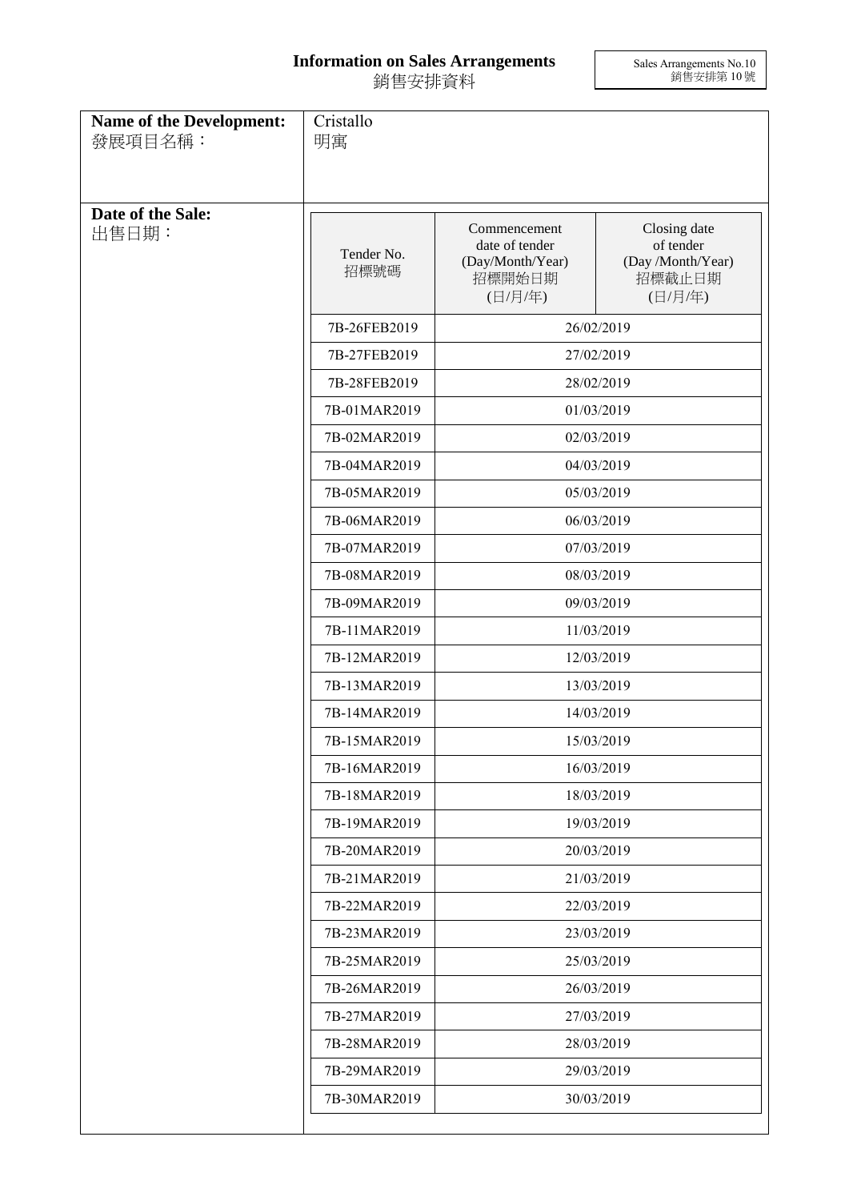# Information on Sales Arrangements
# 銷售安排資料

Sales Arrangements No.10
銷售安排第 10 號

| | |
|---|---|
| **Name of the Development:** 發展項目名稱： | Cristallo 明寓 |
| **Date of the Sale:** 出售日期： | |

| Tender No. 招標號碼 | Commencement date of tender (Day/Month/Year) 招標開始日期 (日/月/年) | Closing date of tender (Day /Month/Year) 招標截止日期 (日/月/年) |
|---|---|---|
| 7B-26FEB2019 | 26/02/2019 | |
| 7B-27FEB2019 | 27/02/2019 | |
| 7B-28FEB2019 | 28/02/2019 | |
| 7B-01MAR2019 | 01/03/2019 | |
| 7B-02MAR2019 | 02/03/2019 | |
| 7B-04MAR2019 | 04/03/2019 | |
| 7B-05MAR2019 | 05/03/2019 | |
| 7B-06MAR2019 | 06/03/2019 | |
| 7B-07MAR2019 | 07/03/2019 | |
| 7B-08MAR2019 | 08/03/2019 | |
| 7B-09MAR2019 | 09/03/2019 | |
| 7B-11MAR2019 | 11/03/2019 | |
| 7B-12MAR2019 | 12/03/2019 | |
| 7B-13MAR2019 | 13/03/2019 | |
| 7B-14MAR2019 | 14/03/2019 | |
| 7B-15MAR2019 | 15/03/2019 | |
| 7B-16MAR2019 | 16/03/2019 | |
| 7B-18MAR2019 | 18/03/2019 | |
| 7B-19MAR2019 | 19/03/2019 | |
| 7B-20MAR2019 | 20/03/2019 | |
| 7B-21MAR2019 | 21/03/2019 | |
| 7B-22MAR2019 | 22/03/2019 | |
| 7B-23MAR2019 | 23/03/2019 | |
| 7B-25MAR2019 | 25/03/2019 | |
| 7B-26MAR2019 | 26/03/2019 | |
| 7B-27MAR2019 | 27/03/2019 | |
| 7B-28MAR2019 | 28/03/2019 | |
| 7B-29MAR2019 | 29/03/2019 | |
| 7B-30MAR2019 | 30/03/2019 | |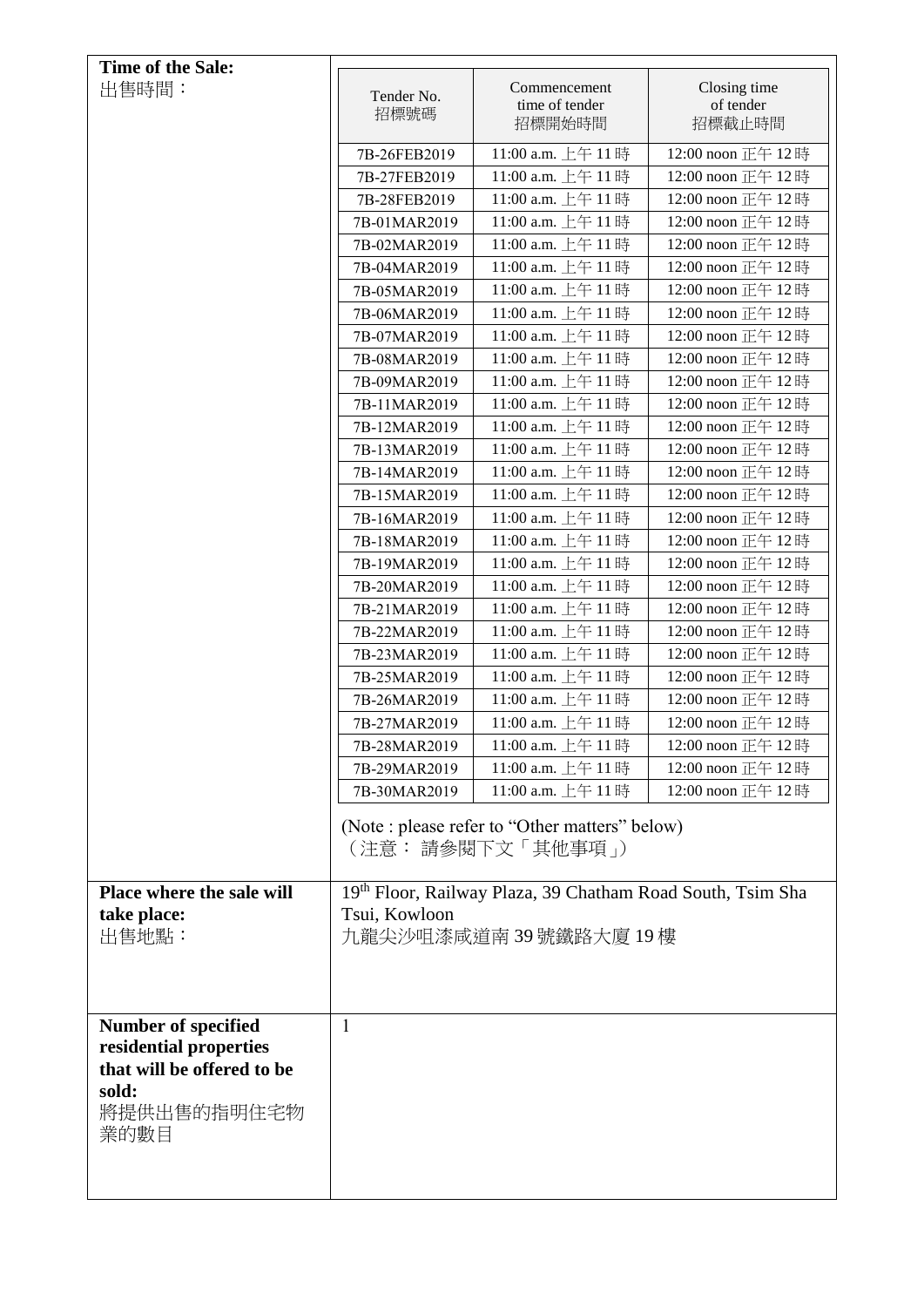| Time of the Sale: 出售時間： | | | |
|---|---|---|---|
| | Tender No. 招標號碼 | Commencement time of tender 招標開始時間 | Closing time of tender 招標截止時間 |
| | 7B-26FEB2019 | 11:00 a.m. 上午 11 時 | 12:00 noon 正午 12 時 |
| | 7B-27FEB2019 | 11:00 a.m. 上午 11 時 | 12:00 noon 正午 12 時 |
| | 7B-28FEB2019 | 11:00 a.m. 上午 11 時 | 12:00 noon 正午 12 時 |
| | 7B-01MAR2019 | 11:00 a.m. 上午 11 時 | 12:00 noon 正午 12 時 |
| | 7B-02MAR2019 | 11:00 a.m. 上午 11 時 | 12:00 noon 正午 12 時 |
| | 7B-04MAR2019 | 11:00 a.m. 上午 11 時 | 12:00 noon 正午 12 時 |
| | 7B-05MAR2019 | 11:00 a.m. 上午 11 時 | 12:00 noon 正午 12 時 |
| | 7B-06MAR2019 | 11:00 a.m. 上午 11 時 | 12:00 noon 正午 12 時 |
| | 7B-07MAR2019 | 11:00 a.m. 上午 11 時 | 12:00 noon 正午 12 時 |
| | 7B-08MAR2019 | 11:00 a.m. 上午 11 時 | 12:00 noon 正午 12 時 |
| | 7B-09MAR2019 | 11:00 a.m. 上午 11 時 | 12:00 noon 正午 12 時 |
| | 7B-11MAR2019 | 11:00 a.m. 上午 11 時 | 12:00 noon 正午 12 時 |
| | 7B-12MAR2019 | 11:00 a.m. 上午 11 時 | 12:00 noon 正午 12 時 |
| | 7B-13MAR2019 | 11:00 a.m. 上午 11 時 | 12:00 noon 正午 12 時 |
| | 7B-14MAR2019 | 11:00 a.m. 上午 11 時 | 12:00 noon 正午 12 時 |
| | 7B-15MAR2019 | 11:00 a.m. 上午 11 時 | 12:00 noon 正午 12 時 |
| | 7B-16MAR2019 | 11:00 a.m. 上午 11 時 | 12:00 noon 正午 12 時 |
| | 7B-18MAR2019 | 11:00 a.m. 上午 11 時 | 12:00 noon 正午 12 時 |
| | 7B-19MAR2019 | 11:00 a.m. 上午 11 時 | 12:00 noon 正午 12 時 |
| | 7B-20MAR2019 | 11:00 a.m. 上午 11 時 | 12:00 noon 正午 12 時 |
| | 7B-21MAR2019 | 11:00 a.m. 上午 11 時 | 12:00 noon 正午 12 時 |
| | 7B-22MAR2019 | 11:00 a.m. 上午 11 時 | 12:00 noon 正午 12 時 |
| | 7B-23MAR2019 | 11:00 a.m. 上午 11 時 | 12:00 noon 正午 12 時 |
| | 7B-25MAR2019 | 11:00 a.m. 上午 11 時 | 12:00 noon 正午 12 時 |
| | 7B-26MAR2019 | 11:00 a.m. 上午 11 時 | 12:00 noon 正午 12 時 |
| | 7B-27MAR2019 | 11:00 a.m. 上午 11 時 | 12:00 noon 正午 12 時 |
| | 7B-28MAR2019 | 11:00 a.m. 上午 11 時 | 12:00 noon 正午 12 時 |
| | 7B-29MAR2019 | 11:00 a.m. 上午 11 時 | 12:00 noon 正午 12 時 |
| | 7B-30MAR2019 | 11:00 a.m. 上午 11 時 | 12:00 noon 正午 12 時 |
| | (Note : please refer to "Other matters" below)（注意： 請參閱下文「其他事項」） | | |
| **Place where the sale will take place:** 出售地點： | 19th Floor, Railway Plaza, 39 Chatham Road South, Tsim Sha Tsui, Kowloon 九龍尖沙咀漆咸道南 39 號鐵路大廈 19 樓 | | |
| **Number of specified residential properties that will be offered to be sold:** 將提供出售的指明住宅物業的數目 | 1 | | |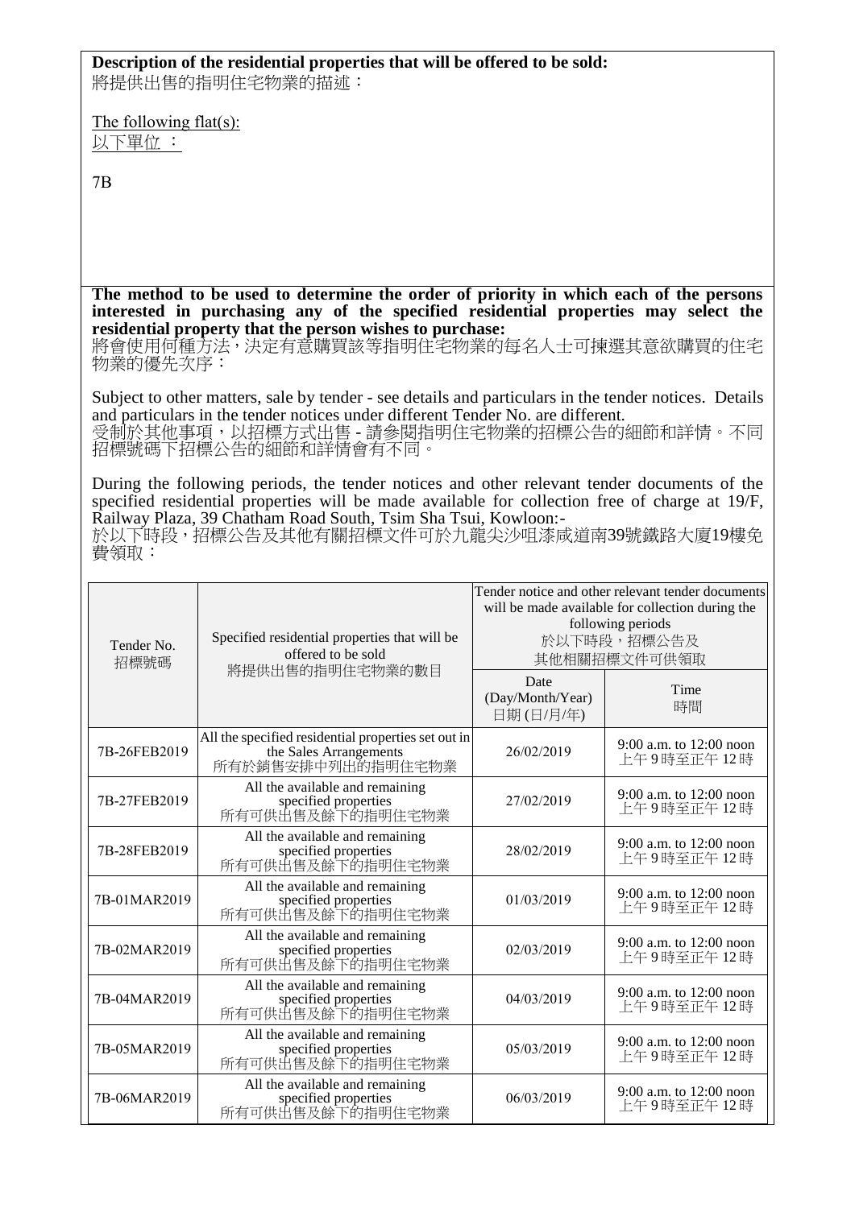**Description of the residential properties that will be offered to be sold:**
將提供出售的指明住宅物業的描述：

The following flat(s):
以下單位 ：

7B

**The method to be used to determine the order of priority in which each of the persons interested in purchasing any of the specified residential properties may select the residential property that the person wishes to purchase:**
將會使用何種方法，決定有意購買該等指明住宅物業的每名人士可揀選其意欲購買的住宅物業的優先次序：

Subject to other matters, sale by tender - see details and particulars in the tender notices. Details and particulars in the tender notices under different Tender No. are different.
受制於其他事項，以招標方式出售 - 請參閱指明住宅物業的招標公告的細節和詳情。不同招標號碼下招標公告的細節和詳情會有不同。

During the following periods, the tender notices and other relevant tender documents of the specified residential properties will be made available for collection free of charge at 19/F, Railway Plaza, 39 Chatham Road South, Tsim Sha Tsui, Kowloon:-
於以下時段，招標公告及其他有關招標文件可於九龍尖沙咀漆咸道南39號鐵路大廈19樓免費領取：

| Tender No. 招標號碼 | Specified residential properties that will be offered to be sold 將提供出售的指明住宅物業的數目 | Tender notice and other relevant tender documents will be made available for collection during the following periods 於以下時段，招標公告及其他相關招標文件可供領取 | |
|---|---|---|---|
| | | Date (Day/Month/Year) 日期 (日/月/年) | Time 時間 |
| 7B-26FEB2019 | All the specified residential properties set out in the Sales Arrangements 所有於銷售安排中列出的指明住宅物業 | 26/02/2019 | 9:00 a.m. to 12:00 noon 上午 9 時至正午 12 時 |
| 7B-27FEB2019 | All the available and remaining specified properties 所有可供出售及餘下的指明住宅物業 | 27/02/2019 | 9:00 a.m. to 12:00 noon 上午 9 時至正午 12 時 |
| 7B-28FEB2019 | All the available and remaining specified properties 所有可供出售及餘下的指明住宅物業 | 28/02/2019 | 9:00 a.m. to 12:00 noon 上午 9 時至正午 12 時 |
| 7B-01MAR2019 | All the available and remaining specified properties 所有可供出售及餘下的指明住宅物業 | 01/03/2019 | 9:00 a.m. to 12:00 noon 上午 9 時至正午 12 時 |
| 7B-02MAR2019 | All the available and remaining specified properties 所有可供出售及餘下的指明住宅物業 | 02/03/2019 | 9:00 a.m. to 12:00 noon 上午 9 時至正午 12 時 |
| 7B-04MAR2019 | All the available and remaining specified properties 所有可供出售及餘下的指明住宅物業 | 04/03/2019 | 9:00 a.m. to 12:00 noon 上午 9 時至正午 12 時 |
| 7B-05MAR2019 | All the available and remaining specified properties 所有可供出售及餘下的指明住宅物業 | 05/03/2019 | 9:00 a.m. to 12:00 noon 上午 9 時至正午 12 時 |
| 7B-06MAR2019 | All the available and remaining specified properties 所有可供出售及餘下的指明住宅物業 | 06/03/2019 | 9:00 a.m. to 12:00 noon 上午 9 時至正午 12 時 |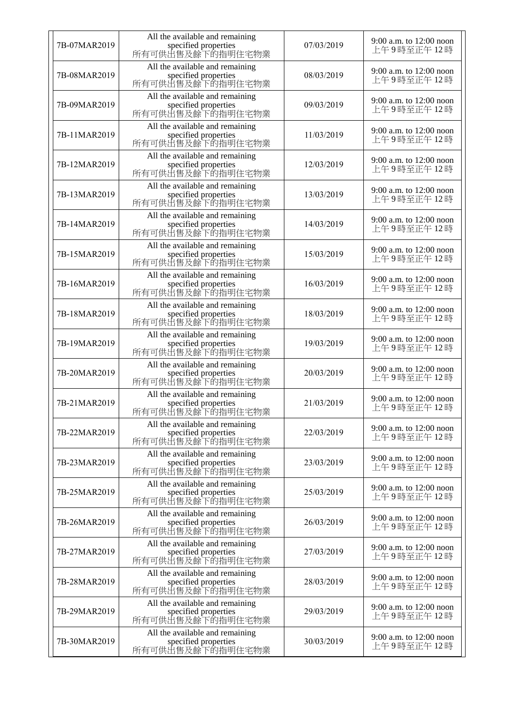| 7B-07MAR2019 | All the available and remaining specified properties 所有可供出售及餘下的指明住宅物業 | 07/03/2019 | 9:00 a.m. to 12:00 noon 上午 9 時至正午 12 時 |
|---|---|---|---|
| 7B-08MAR2019 | All the available and remaining specified properties 所有可供出售及餘下的指明住宅物業 | 08/03/2019 | 9:00 a.m. to 12:00 noon 上午 9 時至正午 12 時 |
| 7B-09MAR2019 | All the available and remaining specified properties 所有可供出售及餘下的指明住宅物業 | 09/03/2019 | 9:00 a.m. to 12:00 noon 上午 9 時至正午 12 時 |
| 7B-11MAR2019 | All the available and remaining specified properties 所有可供出售及餘下的指明住宅物業 | 11/03/2019 | 9:00 a.m. to 12:00 noon 上午 9 時至正午 12 時 |
| 7B-12MAR2019 | All the available and remaining specified properties 所有可供出售及餘下的指明住宅物業 | 12/03/2019 | 9:00 a.m. to 12:00 noon 上午 9 時至正午 12 時 |
| 7B-13MAR2019 | All the available and remaining specified properties 所有可供出售及餘下的指明住宅物業 | 13/03/2019 | 9:00 a.m. to 12:00 noon 上午 9 時至正午 12 時 |
| 7B-14MAR2019 | All the available and remaining specified properties 所有可供出售及餘下的指明住宅物業 | 14/03/2019 | 9:00 a.m. to 12:00 noon 上午 9 時至正午 12 時 |
| 7B-15MAR2019 | All the available and remaining specified properties 所有可供出售及餘下的指明住宅物業 | 15/03/2019 | 9:00 a.m. to 12:00 noon 上午 9 時至正午 12 時 |
| 7B-16MAR2019 | All the available and remaining specified properties 所有可供出售及餘下的指明住宅物業 | 16/03/2019 | 9:00 a.m. to 12:00 noon 上午 9 時至正午 12 時 |
| 7B-18MAR2019 | All the available and remaining specified properties 所有可供出售及餘下的指明住宅物業 | 18/03/2019 | 9:00 a.m. to 12:00 noon 上午 9 時至正午 12 時 |
| 7B-19MAR2019 | All the available and remaining specified properties 所有可供出售及餘下的指明住宅物業 | 19/03/2019 | 9:00 a.m. to 12:00 noon 上午 9 時至正午 12 時 |
| 7B-20MAR2019 | All the available and remaining specified properties 所有可供出售及餘下的指明住宅物業 | 20/03/2019 | 9:00 a.m. to 12:00 noon 上午 9 時至正午 12 時 |
| 7B-21MAR2019 | All the available and remaining specified properties 所有可供出售及餘下的指明住宅物業 | 21/03/2019 | 9:00 a.m. to 12:00 noon 上午 9 時至正午 12 時 |
| 7B-22MAR2019 | All the available and remaining specified properties 所有可供出售及餘下的指明住宅物業 | 22/03/2019 | 9:00 a.m. to 12:00 noon 上午 9 時至正午 12 時 |
| 7B-23MAR2019 | All the available and remaining specified properties 所有可供出售及餘下的指明住宅物業 | 23/03/2019 | 9:00 a.m. to 12:00 noon 上午 9 時至正午 12 時 |
| 7B-25MAR2019 | All the available and remaining specified properties 所有可供出售及餘下的指明住宅物業 | 25/03/2019 | 9:00 a.m. to 12:00 noon 上午 9 時至正午 12 時 |
| 7B-26MAR2019 | All the available and remaining specified properties 所有可供出售及餘下的指明住宅物業 | 26/03/2019 | 9:00 a.m. to 12:00 noon 上午 9 時至正午 12 時 |
| 7B-27MAR2019 | All the available and remaining specified properties 所有可供出售及餘下的指明住宅物業 | 27/03/2019 | 9:00 a.m. to 12:00 noon 上午 9 時至正午 12 時 |
| 7B-28MAR2019 | All the available and remaining specified properties 所有可供出售及餘下的指明住宅物業 | 28/03/2019 | 9:00 a.m. to 12:00 noon 上午 9 時至正午 12 時 |
| 7B-29MAR2019 | All the available and remaining specified properties 所有可供出售及餘下的指明住宅物業 | 29/03/2019 | 9:00 a.m. to 12:00 noon 上午 9 時至正午 12 時 |
| 7B-30MAR2019 | All the available and remaining specified properties 所有可供出售及餘下的指明住宅物業 | 30/03/2019 | 9:00 a.m. to 12:00 noon 上午 9 時至正午 12 時 |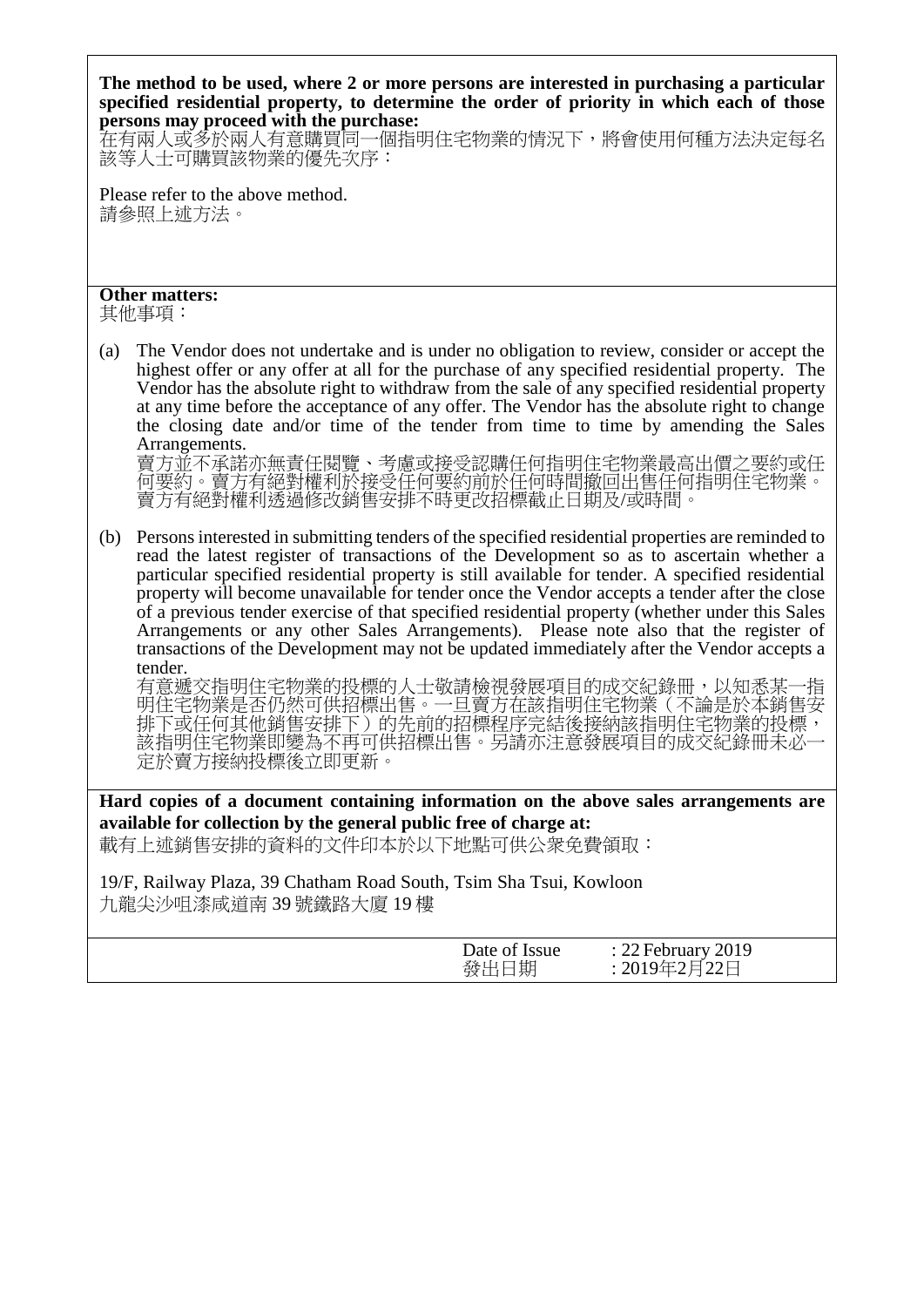**The method to be used, where 2 or more persons are interested in purchasing a particular specified residential property, to determine the order of priority in which each of those persons may proceed with the purchase:**
在有兩人或多於兩人有意購買同一個指明住宅物業的情況下，將會使用何種方法決定每名該等人士可購買該物業的優先次序：

Please refer to the above method.
請參照上述方法。

**Other matters:**
其他事項：

(a) The Vendor does not undertake and is under no obligation to review, consider or accept the highest offer or any offer at all for the purchase of any specified residential property. The Vendor has the absolute right to withdraw from the sale of any specified residential property at any time before the acceptance of any offer. The Vendor has the absolute right to change the closing date and/or time of the tender from time to time by amending the Sales Arrangements.
賣方並不承諾亦無責任閱覽、考慮或接受認購任何指明住宅物業最高出價之要約或任何要約。賣方有絕對權利於接受任何要約前於任何時間撤回出售任何指明住宅物業。賣方有絕對權利透過修改銷售安排不時更改招標截止日期及/或時間。

(b) Persons interested in submitting tenders of the specified residential properties are reminded to read the latest register of transactions of the Development so as to ascertain whether a particular specified residential property is still available for tender. A specified residential property will become unavailable for tender once the Vendor accepts a tender after the close of a previous tender exercise of that specified residential property (whether under this Sales Arrangements or any other Sales Arrangements). Please note also that the register of transactions of the Development may not be updated immediately after the Vendor accepts a tender.
有意遞交指明住宅物業的投標的人士敬請檢視發展項目的成交紀錄冊，以知悉某一指明住宅物業是否仍然可供招標出售。一旦賣方在該指明住宅物業（不論是於本銷售安排下或任何其他銷售安排下）的先前的招標程序完結後接納該指明住宅物業的投標，該指明住宅物業即變為不再可供招標出售。另請亦注意發展項目的成交紀錄冊未必一定於賣方接納投標後立即更新。

**Hard copies of a document containing information on the above sales arrangements are available for collection by the general public free of charge at:**
載有上述銷售安排的資料的文件印本於以下地點可供公眾免費領取：

19/F, Railway Plaza, 39 Chatham Road South, Tsim Sha Tsui, Kowloon
九龍尖沙咀漆咸道南 39 號鐵路大廈 19 樓

Date of Issue : 22 February 2019
發出日期 : 2019年2月22日